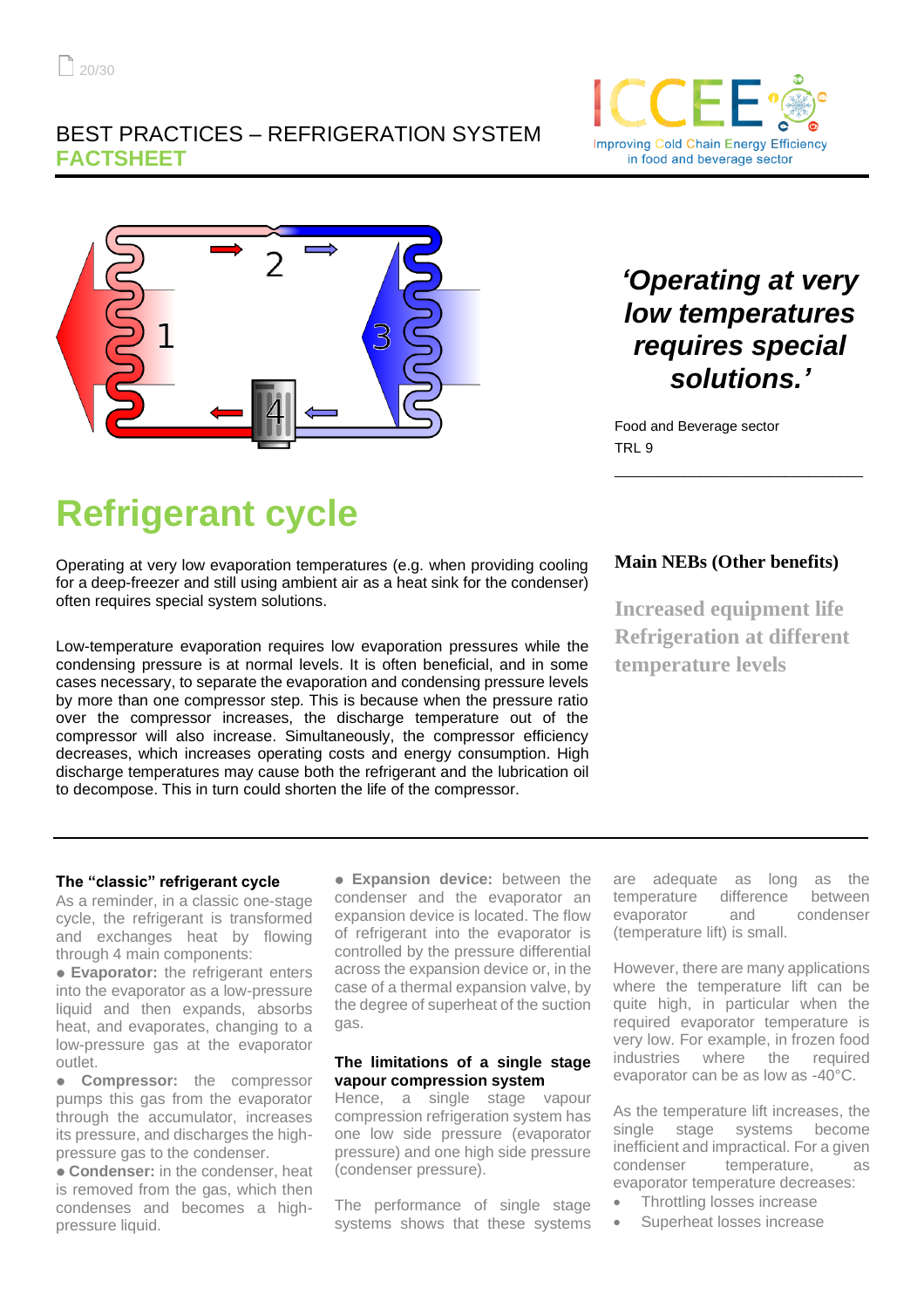BEST PRACTICES – REFRIGERATION SYSTEM
**FACTSHEET**

## *'Operating at very low temperatures requires special solutions.'*

Food and Beverage sector
TRL 9

# Refrigerant cycle

Operating at very low evaporation temperatures (e.g. when providing cooling for a deep-freezer and still using ambient air as a heat sink for the condenser) often requires special system solutions.

Low-temperature evaporation requires low evaporation pressures while the condensing pressure is at normal levels. It is often beneficial, and in some cases necessary, to separate the evaporation and condensing pressure levels by more than one compressor step. This is because when the pressure ratio over the compressor increases, the discharge temperature out of the compressor will also increase. Simultaneously, the compressor efficiency decreases, which increases operating costs and energy consumption. High discharge temperatures may cause both the refrigerant and the lubrication oil to decompose. This in turn could shorten the life of the compressor.

### Main NEBs (Other benefits)

**Increased equipment life**
**Refrigeration at different temperature levels**

### The "classic" refrigerant cycle

As a reminder, in a classic one-stage cycle, the refrigerant is transformed and exchanges heat by flowing through 4 main components:

- **Evaporator:** the refrigerant enters into the evaporator as a low-pressure liquid and then expands, absorbs heat, and evaporates, changing to a low-pressure gas at the evaporator outlet.
- **Compressor:** the compressor pumps this gas from the evaporator through the accumulator, increases its pressure, and discharges the high-pressure gas to the condenser.
- **Condenser:** in the condenser, heat is removed from the gas, which then condenses and becomes a high-pressure liquid.
- **Expansion device:** between the condenser and the evaporator an expansion device is located. The flow of refrigerant into the evaporator is controlled by the pressure differential across the expansion device or, in the case of a thermal expansion valve, by the degree of superheat of the suction gas.

### The limitations of a single stage vapour compression system

Hence, a single stage vapour compression refrigeration system has one low side pressure (evaporator pressure) and one high side pressure (condenser pressure).

The performance of single stage systems shows that these systems are adequate as long as the temperature difference between evaporator and condenser (temperature lift) is small.

However, there are many applications where the temperature lift can be quite high, in particular when the required evaporator temperature is very low. For example, in frozen food industries where the required evaporator can be as low as -40°C.

As the temperature lift increases, the single stage systems become inefficient and impractical. For a given condenser temperature, as evaporator temperature decreases:

- Throttling losses increase
- Superheat losses increase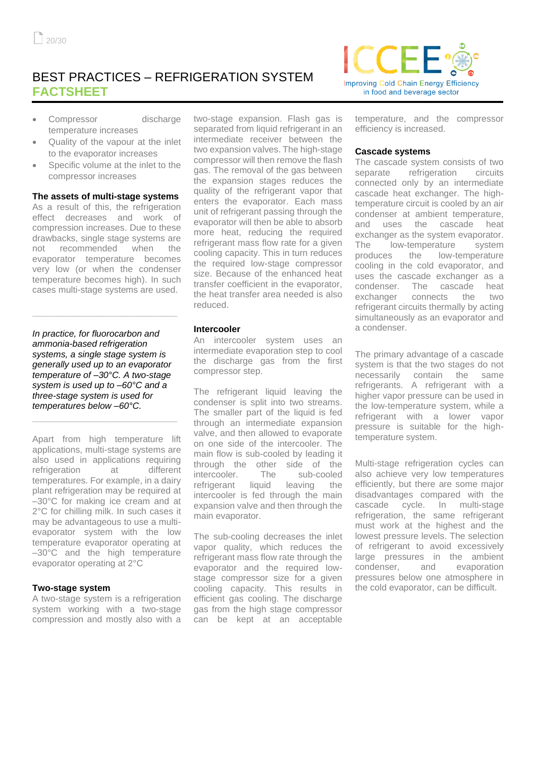- Compressor discharge temperature increases
- Quality of the vapour at the inlet to the evaporator increases
- Specific volume at the inlet to the compressor increases

**The assets of multi-stage systems**

As a result of this, the refrigeration effect decreases and work of compression increases. Due to these drawbacks, single stage systems are not recommended when the evaporator temperature becomes very low (or when the condenser temperature becomes high). In such cases multi-stage systems are used.

---

*In practice, for fluorocarbon and ammonia-based refrigeration systems, a single stage system is generally used up to an evaporator temperature of –30°C. A two-stage system is used up to –60°C and a three-stage system is used for temperatures below –60°C.*

---

Apart from high temperature lift applications, multi-stage systems are also used in applications requiring refrigeration at different temperatures. For example, in a dairy plant refrigeration may be required at –30°C for making ice cream and at 2°C for chilling milk. In such cases it may be advantageous to use a multi-evaporator system with the low temperature evaporator operating at –30°C and the high temperature evaporator operating at 2°C

**Two-stage system**

A two-stage system is a refrigeration system working with a two-stage compression and mostly also with a two-stage expansion. Flash gas is separated from liquid refrigerant in an intermediate receiver between the two expansion valves. The high-stage compressor will then remove the flash gas. The removal of the gas between the expansion stages reduces the quality of the refrigerant vapor that enters the evaporator. Each mass unit of refrigerant passing through the evaporator will then be able to absorb more heat, reducing the required refrigerant mass flow rate for a given cooling capacity. This in turn reduces the required low-stage compressor size. Because of the enhanced heat transfer coefficient in the evaporator, the heat transfer area needed is also reduced.

**Intercooler**

An intercooler system uses an intermediate evaporation step to cool the discharge gas from the first compressor step.

The refrigerant liquid leaving the condenser is split into two streams. The smaller part of the liquid is fed through an intermediate expansion valve, and then allowed to evaporate on one side of the intercooler. The main flow is sub-cooled by leading it through the other side of the intercooler. The sub-cooled refrigerant liquid leaving the intercooler is fed through the main expansion valve and then through the main evaporator.

The sub-cooling decreases the inlet vapor quality, which reduces the refrigerant mass flow rate through the evaporator and the required low-stage compressor size for a given cooling capacity. This results in efficient gas cooling. The discharge gas from the high stage compressor can be kept at an acceptable temperature, and the compressor efficiency is increased.

**Cascade systems**

The cascade system consists of two separate refrigeration circuits connected only by an intermediate cascade heat exchanger. The high-temperature circuit is cooled by an air condenser at ambient temperature, and uses the cascade heat exchanger as the system evaporator. The low-temperature system produces the low-temperature cooling in the cold evaporator, and uses the cascade exchanger as a condenser. The cascade heat exchanger connects the two refrigerant circuits thermally by acting simultaneously as an evaporator and a condenser.

The primary advantage of a cascade system is that the two stages do not necessarily contain the same refrigerants. A refrigerant with a higher vapor pressure can be used in the low-temperature system, while a refrigerant with a lower vapor pressure is suitable for the high-temperature system.

Multi-stage refrigeration cycles can also achieve very low temperatures efficiently, but there are some major disadvantages compared with the cascade cycle. In multi-stage refrigeration, the same refrigerant must work at the highest and the lowest pressure levels. The selection of refrigerant to avoid excessively large pressures in the ambient condenser, and evaporation pressures below one atmosphere in the cold evaporator, can be difficult.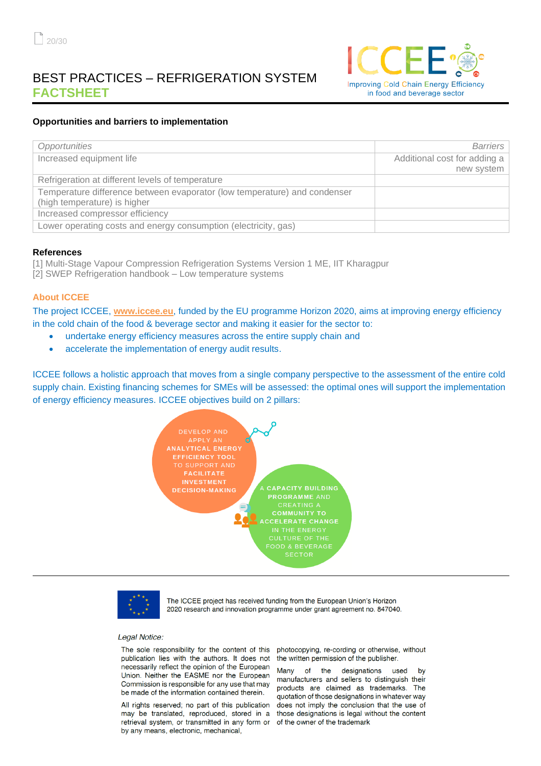# BEST PRACTICES – REFRIGERATION SYSTEM

## FACTSHEET

### Opportunities and barriers to implementation

| *Opportunities* | *Barriers* |
|---|---|
| Increased equipment life | Additional cost for adding a new system |
| Refrigeration at different levels of temperature | |
| Temperature difference between evaporator (low temperature) and condenser (high temperature) is higher | |
| Increased compressor efficiency | |
| Lower operating costs and energy consumption (electricity, gas) | |

### References

[1] Multi-Stage Vapour Compression Refrigeration Systems Version 1 ME, IIT Kharagpur
[2] SWEP Refrigeration handbook – Low temperature systems

### About ICCEE

The project ICCEE, www.iccee.eu, funded by the EU programme Horizon 2020, aims at improving energy efficiency in the cold chain of the food & beverage sector and making it easier for the sector to:

- undertake energy efficiency measures across the entire supply chain and
- accelerate the implementation of energy audit results.

ICCEE follows a holistic approach that moves from a single company perspective to the assessment of the entire cold supply chain. Existing financing schemes for SMEs will be assessed: the optimal ones will support the implementation of energy efficiency measures. ICCEE objectives build on 2 pillars:

DEVELOP AND APPLY AN **ANALYTICAL ENERGY EFFICIENCY TOOL** TO SUPPORT AND **FACILITATE INVESTMENT DECISION-MAKING**

A **CAPACITY BUILDING PROGRAMME** AND CREATING A **COMMUNITY TO ACCELERATE CHANGE** IN THE ENERGY CULTURE OF THE FOOD & BEVERAGE SECTOR

The ICCEE project has received funding from the European Union's Horizon 2020 research and innovation programme under grant agreement no. 847040.

*Legal Notice:*

The sole responsibility for the content of this publication lies with the authors. It does not necessarily reflect the opinion of the European Union. Neither the EASME nor the European Commission is responsible for any use that may be made of the information contained therein.

All rights reserved; no part of this publication may be translated, reproduced, stored in a retrieval system, or transmitted in any form or by any means, electronic, mechanical, photocopying, re-cording or otherwise, without the written permission of the publisher.

Many of the designations used by manufacturers and sellers to distinguish their products are claimed as trademarks. The quotation of those designations in whatever way does not imply the conclusion that the use of those designations is legal without the content of the owner of the trademark